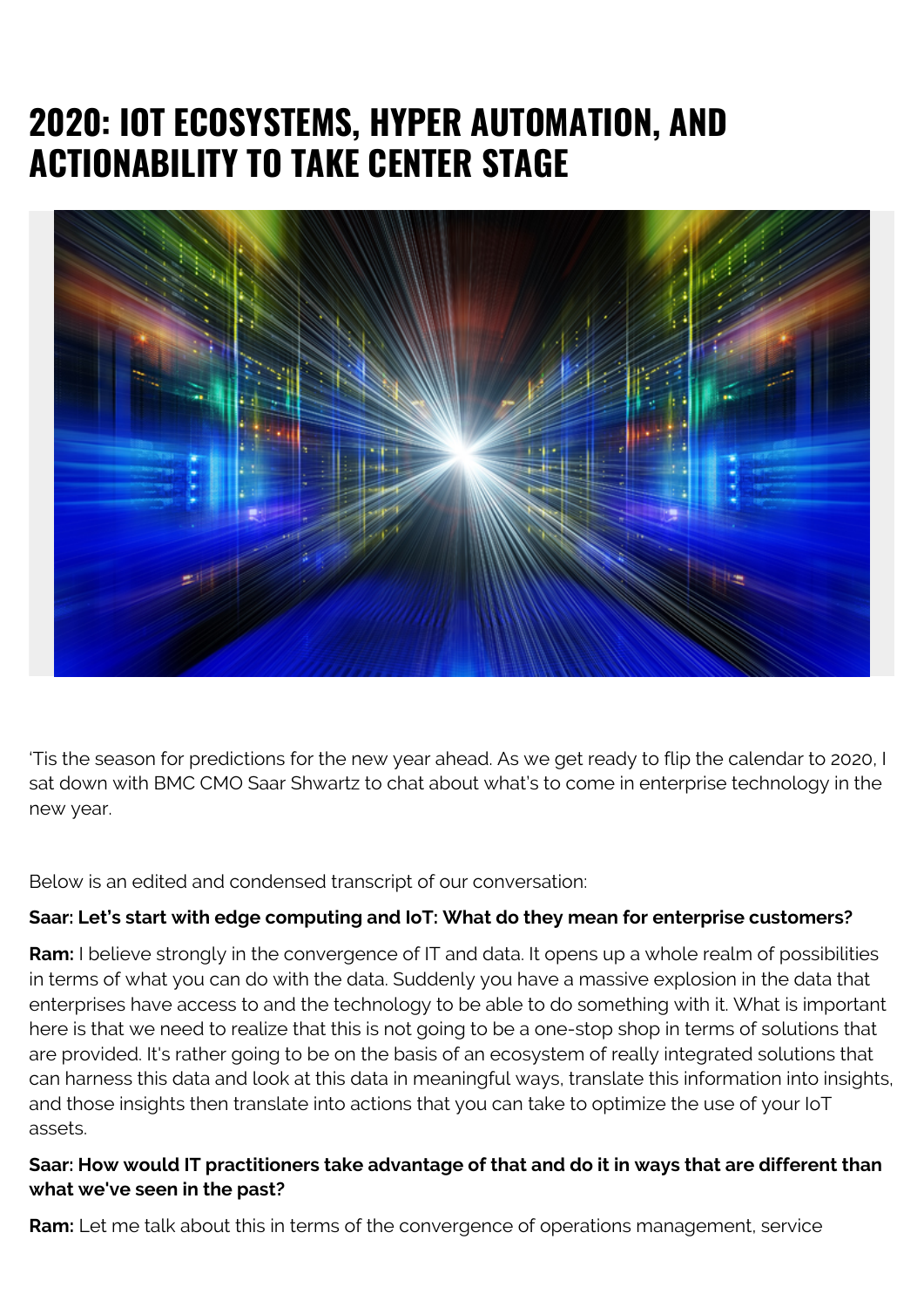# 2020: IOT ECOSYSTEMS, HYPER AUTOMATION, AND ACTIONABILITY TO TAKE CENTER STAGE

'Tis the season for predictions for the new year ahead. As we get ready to flip the calendar to 2020, I sat down with BMC CMO Saar Shwartz to chat about what's to come in enterprise technology in the new year.

Below is an edited and condensed transcript of our conversation:

**Saar: Let's start with edge computing and IoT: What do they mean for enterprise customers?**

**Ram:** I believe strongly in the convergence of IT and data. It opens up a whole realm of possibilities in terms of what you can do with the data. Suddenly you have a massive explosion in the data that enterprises have access to and the technology to be able to do something with it. What is important here is that we need to realize that this is not going to be a one-stop shop in terms of solutions that are provided. It's rather going to be on the basis of an ecosystem of really integrated solutions that can harness this data and look at this data in meaningful ways, translate this information into insights, and those insights then translate into actions that you can take to optimize the use of your IoT assets.

**Saar: How would IT practitioners take advantage of that and do it in ways that are different than what we've seen in the past?**

**Ram:** Let me talk about this in terms of the convergence of operations management, service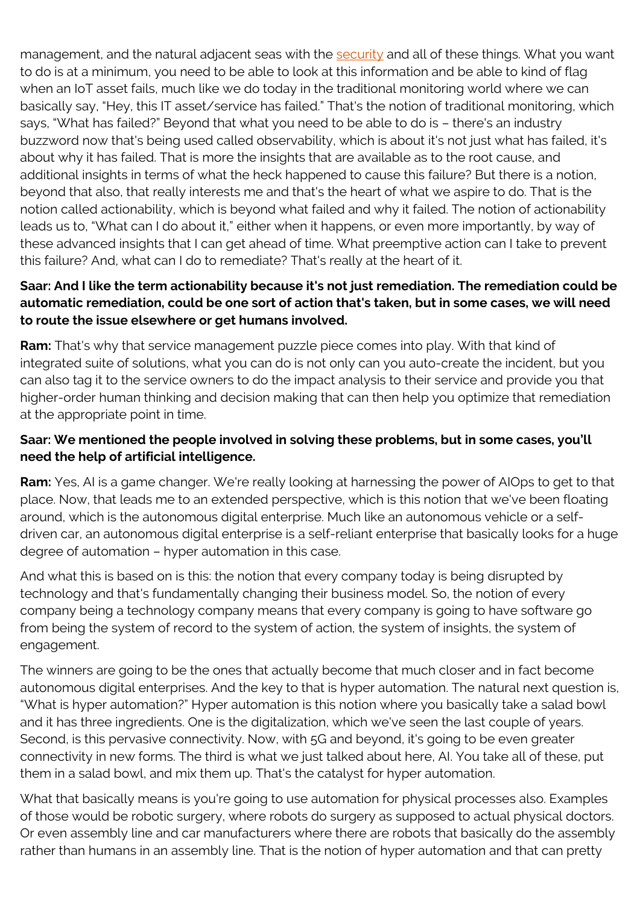management, and the natural adjacent seas with the security and all of these things. What you want to do is at a minimum, you need to be able to look at this information and be able to kind of flag when an IoT asset fails, much like we do today in the traditional monitoring world where we can basically say, "Hey, this IT asset/service has failed." That's the notion of traditional monitoring, which says, "What has failed?" Beyond that what you need to be able to do is – there's an industry buzzword now that's being used called observability, which is about it's not just what has failed, it's about why it has failed. That is more the insights that are available as to the root cause, and additional insights in terms of what the heck happened to cause this failure? But there is a notion, beyond that also, that really interests me and that's the heart of what we aspire to do. That is the notion called actionability, which is beyond what failed and why it failed. The notion of actionability leads us to, "What can I do about it," either when it happens, or even more importantly, by way of these advanced insights that I can get ahead of time. What preemptive action can I take to prevent this failure? And, what can I do to remediate? That's really at the heart of it.

**Saar: And I like the term actionability because it's not just remediation. The remediation could be automatic remediation, could be one sort of action that's taken, but in some cases, we will need to route the issue elsewhere or get humans involved.**

**Ram:** That's why that service management puzzle piece comes into play. With that kind of integrated suite of solutions, what you can do is not only can you auto-create the incident, but you can also tag it to the service owners to do the impact analysis to their service and provide you that higher-order human thinking and decision making that can then help you optimize that remediation at the appropriate point in time.

**Saar: We mentioned the people involved in solving these problems, but in some cases, you'll need the help of artificial intelligence.**

**Ram:** Yes, AI is a game changer. We're really looking at harnessing the power of AIOps to get to that place. Now, that leads me to an extended perspective, which is this notion that we've been floating around, which is the autonomous digital enterprise. Much like an autonomous vehicle or a self-driven car, an autonomous digital enterprise is a self-reliant enterprise that basically looks for a huge degree of automation – hyper automation in this case.

And what this is based on is this: the notion that every company today is being disrupted by technology and that's fundamentally changing their business model. So, the notion of every company being a technology company means that every company is going to have software go from being the system of record to the system of action, the system of insights, the system of engagement.

The winners are going to be the ones that actually become that much closer and in fact become autonomous digital enterprises. And the key to that is hyper automation. The natural next question is, "What is hyper automation?" Hyper automation is this notion where you basically take a salad bowl and it has three ingredients. One is the digitalization, which we've seen the last couple of years. Second, is this pervasive connectivity. Now, with 5G and beyond, it's going to be even greater connectivity in new forms. The third is what we just talked about here, AI. You take all of these, put them in a salad bowl, and mix them up. That's the catalyst for hyper automation.

What that basically means is you're going to use automation for physical processes also. Examples of those would be robotic surgery, where robots do surgery as supposed to actual physical doctors. Or even assembly line and car manufacturers where there are robots that basically do the assembly rather than humans in an assembly line. That is the notion of hyper automation and that can pretty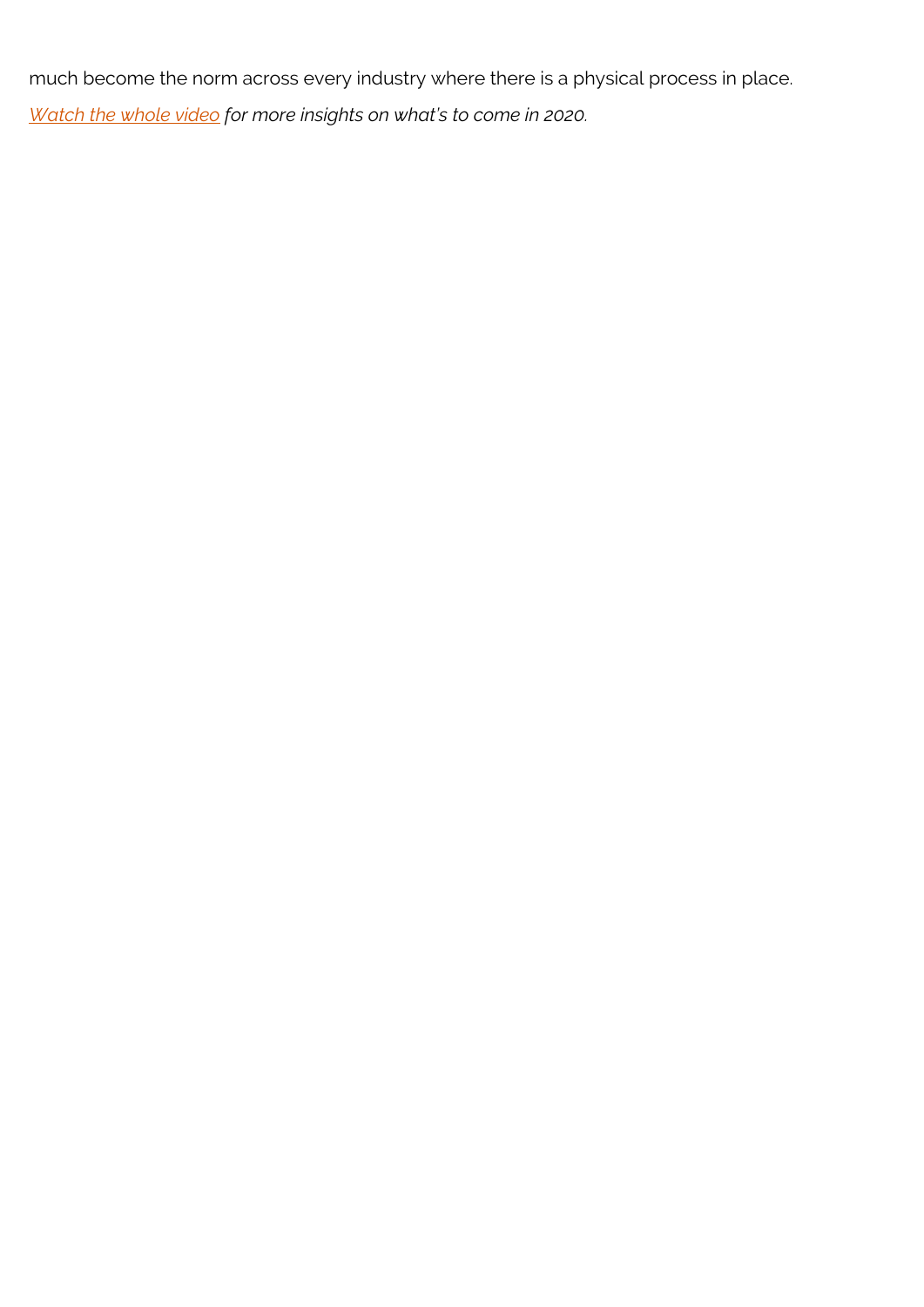much become the norm across every industry where there is a physical process in place.

*Watch the whole video for more insights on what's to come in 2020.*